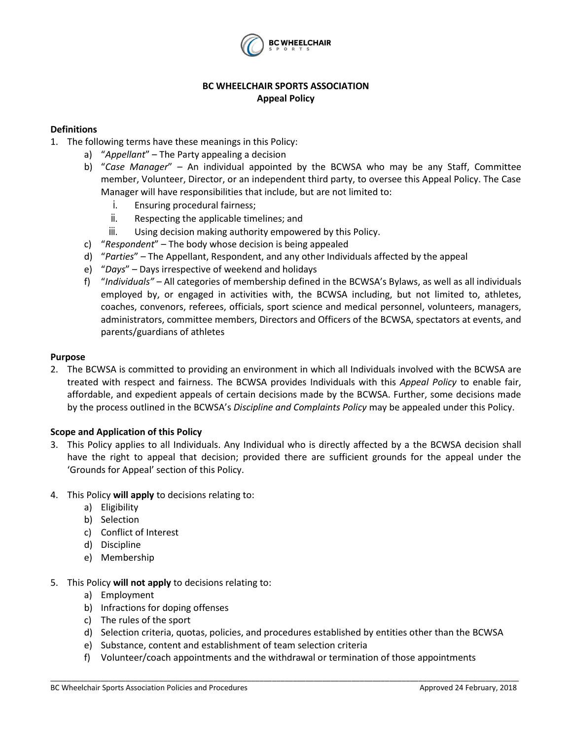**BC WHEELCHAIR SPORTS ASSOCIATION**
**Appeal Policy**

**Definitions**

1. The following terms have these meanings in this Policy:
   a) "*Appellant*" – The Party appealing a decision
   b) "*Case Manager*" – An individual appointed by the BCWSA who may be any Staff, Committee member, Volunteer, Director, or an independent third party, to oversee this Appeal Policy. The Case Manager will have responsibilities that include, but are not limited to:
      i. Ensuring procedural fairness;
      ii. Respecting the applicable timelines; and
      iii. Using decision making authority empowered by this Policy.
   c) "*Respondent*" – The body whose decision is being appealed
   d) "*Parties*" – The Appellant, Respondent, and any other Individuals affected by the appeal
   e) "*Days*" – Days irrespective of weekend and holidays
   f) "*Individuals"* – All categories of membership defined in the BCWSA's Bylaws, as well as all individuals employed by, or engaged in activities with, the BCWSA including, but not limited to, athletes, coaches, convenors, referees, officials, sport science and medical personnel, volunteers, managers, administrators, committee members, Directors and Officers of the BCWSA, spectators at events, and parents/guardians of athletes

**Purpose**

2. The BCWSA is committed to providing an environment in which all Individuals involved with the BCWSA are treated with respect and fairness. The BCWSA provides Individuals with this *Appeal Policy* to enable fair, affordable, and expedient appeals of certain decisions made by the BCWSA. Further, some decisions made by the process outlined in the BCWSA's *Discipline and Complaints Policy* may be appealed under this Policy.

**Scope and Application of this Policy**

3. This Policy applies to all Individuals. Any Individual who is directly affected by a the BCWSA decision shall have the right to appeal that decision; provided there are sufficient grounds for the appeal under the 'Grounds for Appeal' section of this Policy.

4. This Policy **will apply** to decisions relating to:
   a) Eligibility
   b) Selection
   c) Conflict of Interest
   d) Discipline
   e) Membership

5. This Policy **will not apply** to decisions relating to:
   a) Employment
   b) Infractions for doping offenses
   c) The rules of the sport
   d) Selection criteria, quotas, policies, and procedures established by entities other than the BCWSA
   e) Substance, content and establishment of team selection criteria
   f) Volunteer/coach appointments and the withdrawal or termination of those appointments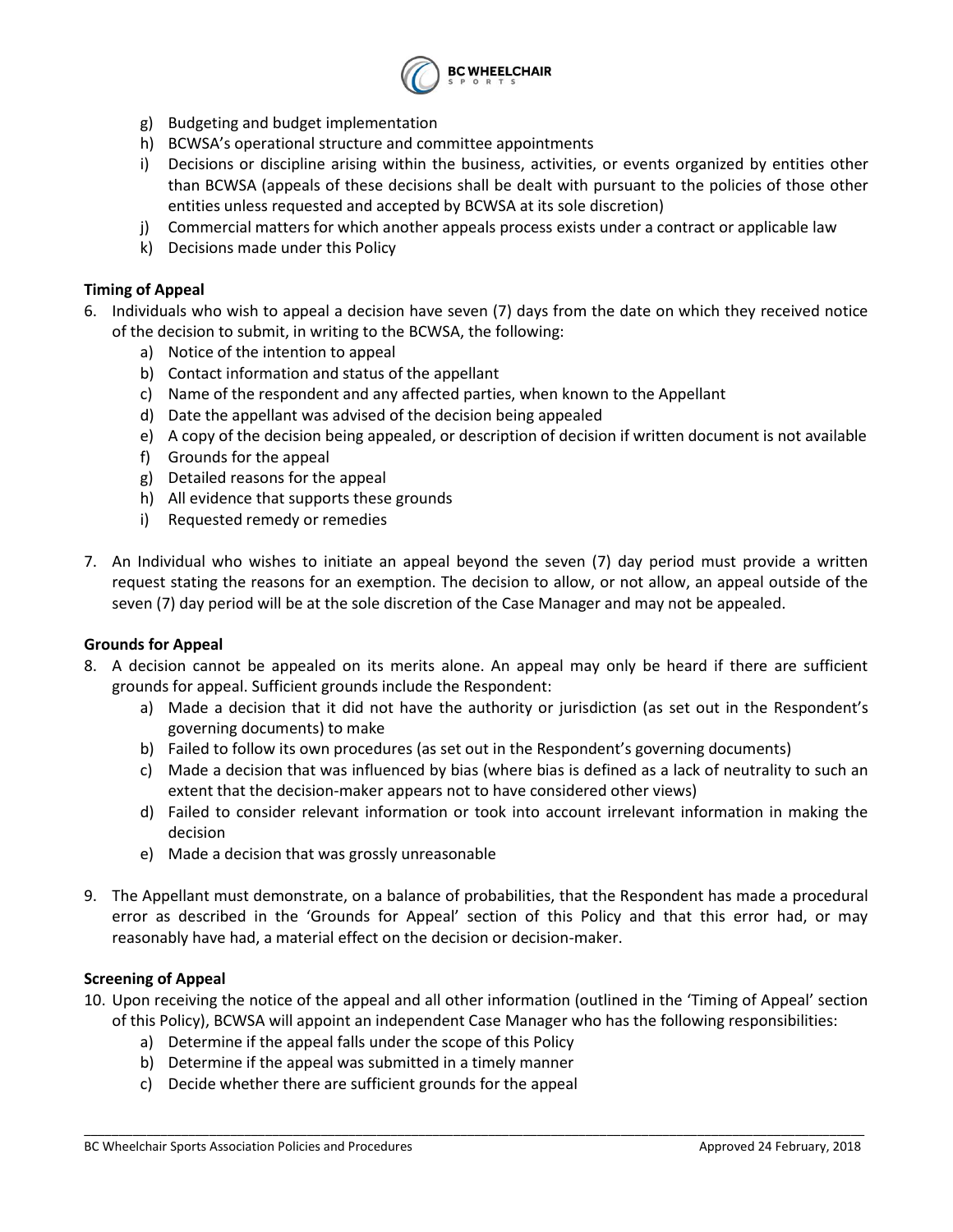g) Budgeting and budget implementation
h) BCWSA's operational structure and committee appointments
i) Decisions or discipline arising within the business, activities, or events organized by entities other than BCWSA (appeals of these decisions shall be dealt with pursuant to the policies of those other entities unless requested and accepted by BCWSA at its sole discretion)
j) Commercial matters for which another appeals process exists under a contract or applicable law
k) Decisions made under this Policy

**Timing of Appeal**

6. Individuals who wish to appeal a decision have seven (7) days from the date on which they received notice of the decision to submit, in writing to the BCWSA, the following:
   a) Notice of the intention to appeal
   b) Contact information and status of the appellant
   c) Name of the respondent and any affected parties, when known to the Appellant
   d) Date the appellant was advised of the decision being appealed
   e) A copy of the decision being appealed, or description of decision if written document is not available
   f) Grounds for the appeal
   g) Detailed reasons for the appeal
   h) All evidence that supports these grounds
   i) Requested remedy or remedies

7. An Individual who wishes to initiate an appeal beyond the seven (7) day period must provide a written request stating the reasons for an exemption. The decision to allow, or not allow, an appeal outside of the seven (7) day period will be at the sole discretion of the Case Manager and may not be appealed.

**Grounds for Appeal**

8. A decision cannot be appealed on its merits alone. An appeal may only be heard if there are sufficient grounds for appeal. Sufficient grounds include the Respondent:
   a) Made a decision that it did not have the authority or jurisdiction (as set out in the Respondent's governing documents) to make
   b) Failed to follow its own procedures (as set out in the Respondent's governing documents)
   c) Made a decision that was influenced by bias (where bias is defined as a lack of neutrality to such an extent that the decision-maker appears not to have considered other views)
   d) Failed to consider relevant information or took into account irrelevant information in making the decision
   e) Made a decision that was grossly unreasonable

9. The Appellant must demonstrate, on a balance of probabilities, that the Respondent has made a procedural error as described in the 'Grounds for Appeal' section of this Policy and that this error had, or may reasonably have had, a material effect on the decision or decision-maker.

**Screening of Appeal**

10. Upon receiving the notice of the appeal and all other information (outlined in the 'Timing of Appeal' section of this Policy), BCWSA will appoint an independent Case Manager who has the following responsibilities:
    a) Determine if the appeal falls under the scope of this Policy
    b) Determine if the appeal was submitted in a timely manner
    c) Decide whether there are sufficient grounds for the appeal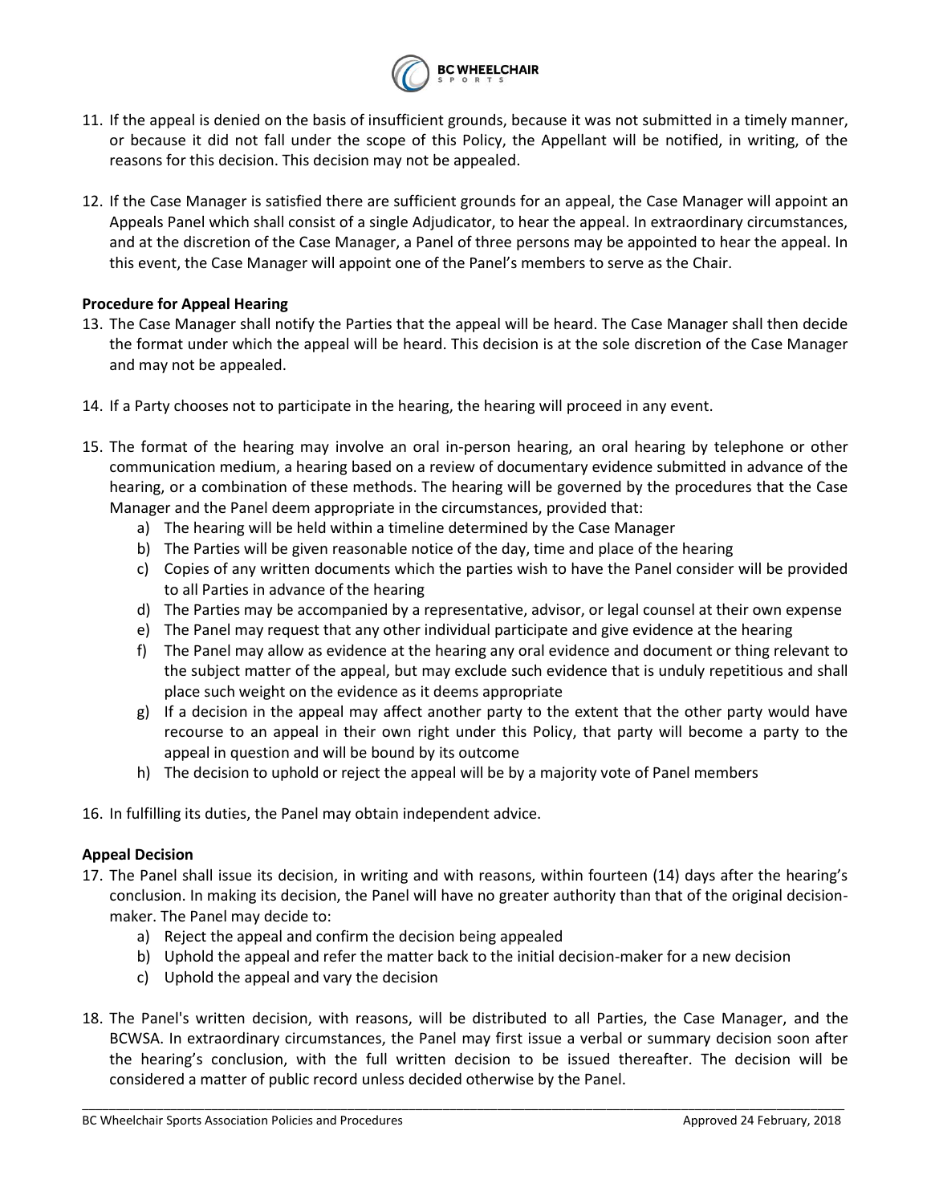11. If the appeal is denied on the basis of insufficient grounds, because it was not submitted in a timely manner, or because it did not fall under the scope of this Policy, the Appellant will be notified, in writing, of the reasons for this decision. This decision may not be appealed.

12. If the Case Manager is satisfied there are sufficient grounds for an appeal, the Case Manager will appoint an Appeals Panel which shall consist of a single Adjudicator, to hear the appeal. In extraordinary circumstances, and at the discretion of the Case Manager, a Panel of three persons may be appointed to hear the appeal. In this event, the Case Manager will appoint one of the Panel's members to serve as the Chair.

**Procedure for Appeal Hearing**

13. The Case Manager shall notify the Parties that the appeal will be heard. The Case Manager shall then decide the format under which the appeal will be heard. This decision is at the sole discretion of the Case Manager and may not be appealed.

14. If a Party chooses not to participate in the hearing, the hearing will proceed in any event.

15. The format of the hearing may involve an oral in-person hearing, an oral hearing by telephone or other communication medium, a hearing based on a review of documentary evidence submitted in advance of the hearing, or a combination of these methods. The hearing will be governed by the procedures that the Case Manager and the Panel deem appropriate in the circumstances, provided that:
    a) The hearing will be held within a timeline determined by the Case Manager
    b) The Parties will be given reasonable notice of the day, time and place of the hearing
    c) Copies of any written documents which the parties wish to have the Panel consider will be provided to all Parties in advance of the hearing
    d) The Parties may be accompanied by a representative, advisor, or legal counsel at their own expense
    e) The Panel may request that any other individual participate and give evidence at the hearing
    f) The Panel may allow as evidence at the hearing any oral evidence and document or thing relevant to the subject matter of the appeal, but may exclude such evidence that is unduly repetitious and shall place such weight on the evidence as it deems appropriate
    g) If a decision in the appeal may affect another party to the extent that the other party would have recourse to an appeal in their own right under this Policy, that party will become a party to the appeal in question and will be bound by its outcome
    h) The decision to uphold or reject the appeal will be by a majority vote of Panel members

16. In fulfilling its duties, the Panel may obtain independent advice.

**Appeal Decision**

17. The Panel shall issue its decision, in writing and with reasons, within fourteen (14) days after the hearing's conclusion. In making its decision, the Panel will have no greater authority than that of the original decision-maker. The Panel may decide to:
    a) Reject the appeal and confirm the decision being appealed
    b) Uphold the appeal and refer the matter back to the initial decision-maker for a new decision
    c) Uphold the appeal and vary the decision

18. The Panel's written decision, with reasons, will be distributed to all Parties, the Case Manager, and the BCWSA. In extraordinary circumstances, the Panel may first issue a verbal or summary decision soon after the hearing's conclusion, with the full written decision to be issued thereafter. The decision will be considered a matter of public record unless decided otherwise by the Panel.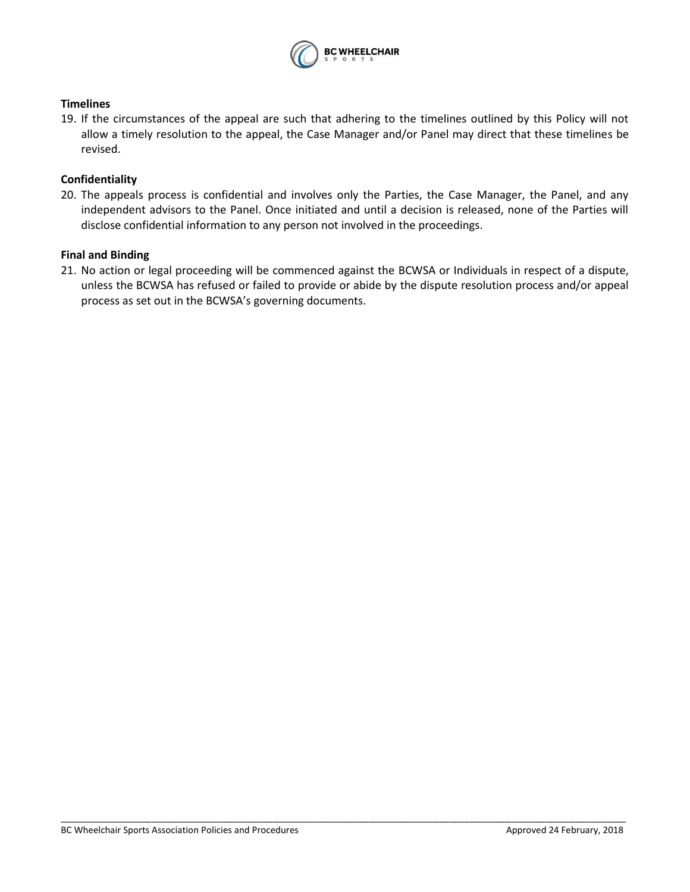**Timelines**

19. If the circumstances of the appeal are such that adhering to the timelines outlined by this Policy will not allow a timely resolution to the appeal, the Case Manager and/or Panel may direct that these timelines be revised.

**Confidentiality**

20. The appeals process is confidential and involves only the Parties, the Case Manager, the Panel, and any independent advisors to the Panel. Once initiated and until a decision is released, none of the Parties will disclose confidential information to any person not involved in the proceedings.

**Final and Binding**

21. No action or legal proceeding will be commenced against the BCWSA or Individuals in respect of a dispute, unless the BCWSA has refused or failed to provide or abide by the dispute resolution process and/or appeal process as set out in the BCWSA's governing documents.